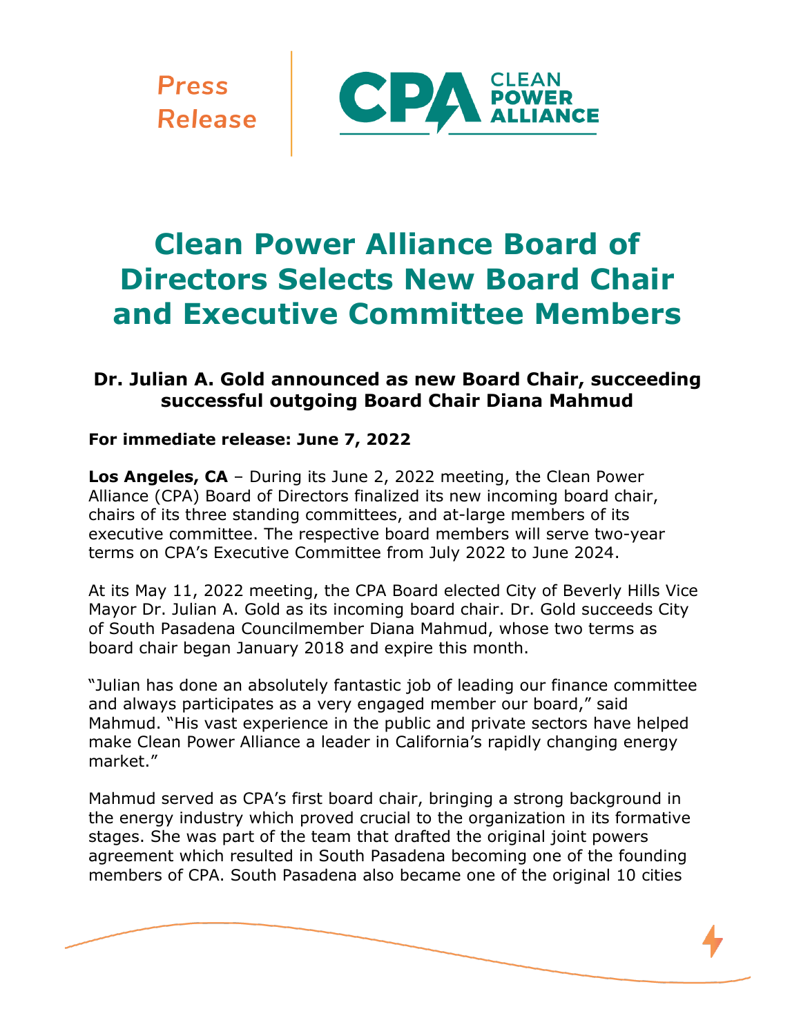Press Release

CLEAN POWER ALLIANCE

# Clean Power Alliance Board of Directors Selects New Board Chair and Executive Committee Members

### Dr. Julian A. Gold announced as new Board Chair, succeeding successful outgoing Board Chair Diana Mahmud

**For immediate release: June 7, 2022**

**Los Angeles, CA** – During its June 2, 2022 meeting, the Clean Power Alliance (CPA) Board of Directors finalized its new incoming board chair, chairs of its three standing committees, and at-large members of its executive committee. The respective board members will serve two-year terms on CPA's Executive Committee from July 2022 to June 2024.

At its May 11, 2022 meeting, the CPA Board elected City of Beverly Hills Vice Mayor Dr. Julian A. Gold as its incoming board chair. Dr. Gold succeeds City of South Pasadena Councilmember Diana Mahmud, whose two terms as board chair began January 2018 and expire this month.

"Julian has done an absolutely fantastic job of leading our finance committee and always participates as a very engaged member our board," said Mahmud. "His vast experience in the public and private sectors have helped make Clean Power Alliance a leader in California's rapidly changing energy market."

Mahmud served as CPA's first board chair, bringing a strong background in the energy industry which proved crucial to the organization in its formative stages. She was part of the team that drafted the original joint powers agreement which resulted in South Pasadena becoming one of the founding members of CPA. South Pasadena also became one of the original 10 cities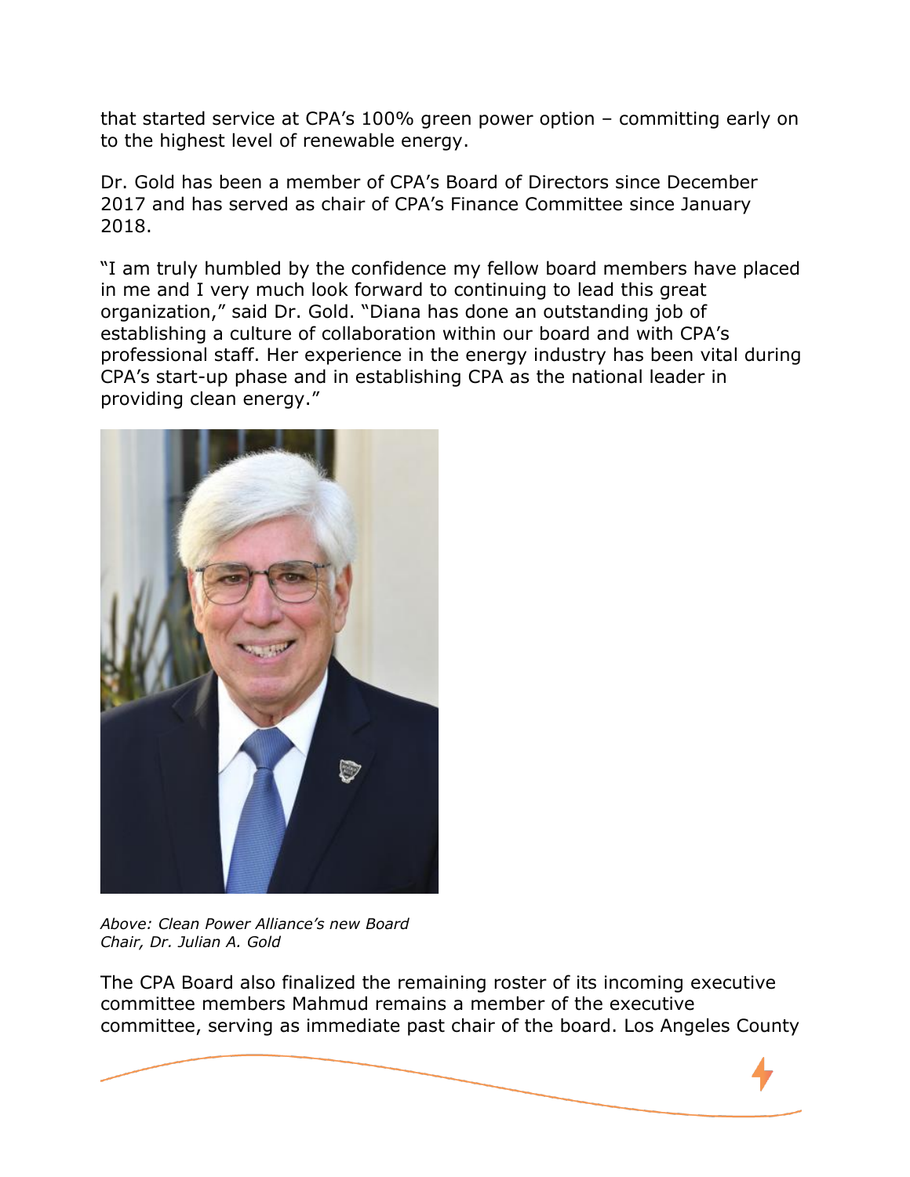that started service at CPA's 100% green power option – committing early on to the highest level of renewable energy.

Dr. Gold has been a member of CPA's Board of Directors since December 2017 and has served as chair of CPA's Finance Committee since January 2018.

"I am truly humbled by the confidence my fellow board members have placed in me and I very much look forward to continuing to lead this great organization," said Dr. Gold. "Diana has done an outstanding job of establishing a culture of collaboration within our board and with CPA's professional staff. Her experience in the energy industry has been vital during CPA's start-up phase and in establishing CPA as the national leader in providing clean energy."

*Above: Clean Power Alliance's new Board Chair, Dr. Julian A. Gold*

The CPA Board also finalized the remaining roster of its incoming executive committee members Mahmud remains a member of the executive committee, serving as immediate past chair of the board. Los Angeles County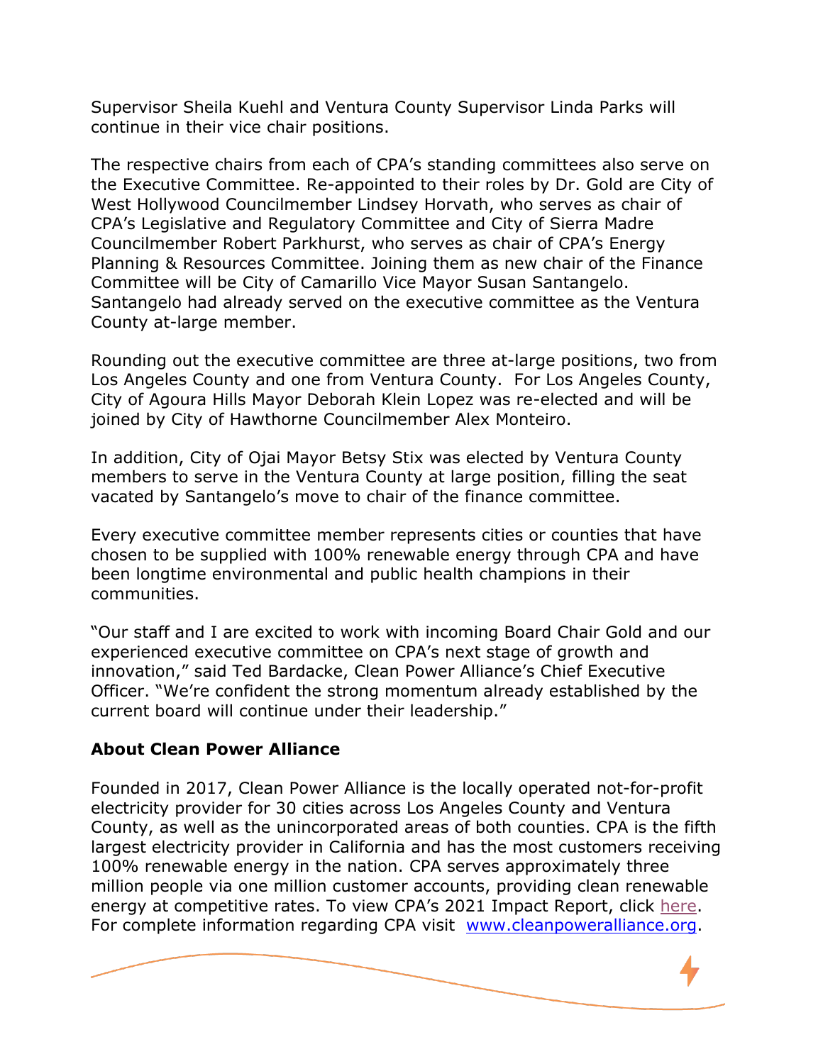Supervisor Sheila Kuehl and Ventura County Supervisor Linda Parks will continue in their vice chair positions.

The respective chairs from each of CPA's standing committees also serve on the Executive Committee. Re-appointed to their roles by Dr. Gold are City of West Hollywood Councilmember Lindsey Horvath, who serves as chair of CPA's Legislative and Regulatory Committee and City of Sierra Madre Councilmember Robert Parkhurst, who serves as chair of CPA's Energy Planning & Resources Committee. Joining them as new chair of the Finance Committee will be City of Camarillo Vice Mayor Susan Santangelo. Santangelo had already served on the executive committee as the Ventura County at-large member.

Rounding out the executive committee are three at-large positions, two from Los Angeles County and one from Ventura County. For Los Angeles County, City of Agoura Hills Mayor Deborah Klein Lopez was re-elected and will be joined by City of Hawthorne Councilmember Alex Monteiro.

In addition, City of Ojai Mayor Betsy Stix was elected by Ventura County members to serve in the Ventura County at large position, filling the seat vacated by Santangelo's move to chair of the finance committee.

Every executive committee member represents cities or counties that have chosen to be supplied with 100% renewable energy through CPA and have been longtime environmental and public health champions in their communities.

"Our staff and I are excited to work with incoming Board Chair Gold and our experienced executive committee on CPA's next stage of growth and innovation," said Ted Bardacke, Clean Power Alliance's Chief Executive Officer. "We're confident the strong momentum already established by the current board will continue under their leadership."

**About Clean Power Alliance**

Founded in 2017, Clean Power Alliance is the locally operated not-for-profit electricity provider for 30 cities across Los Angeles County and Ventura County, as well as the unincorporated areas of both counties. CPA is the fifth largest electricity provider in California and has the most customers receiving 100% renewable energy in the nation. CPA serves approximately three million people via one million customer accounts, providing clean renewable energy at competitive rates. To view CPA's 2021 Impact Report, click here. For complete information regarding CPA visit www.cleanpoweralliance.org.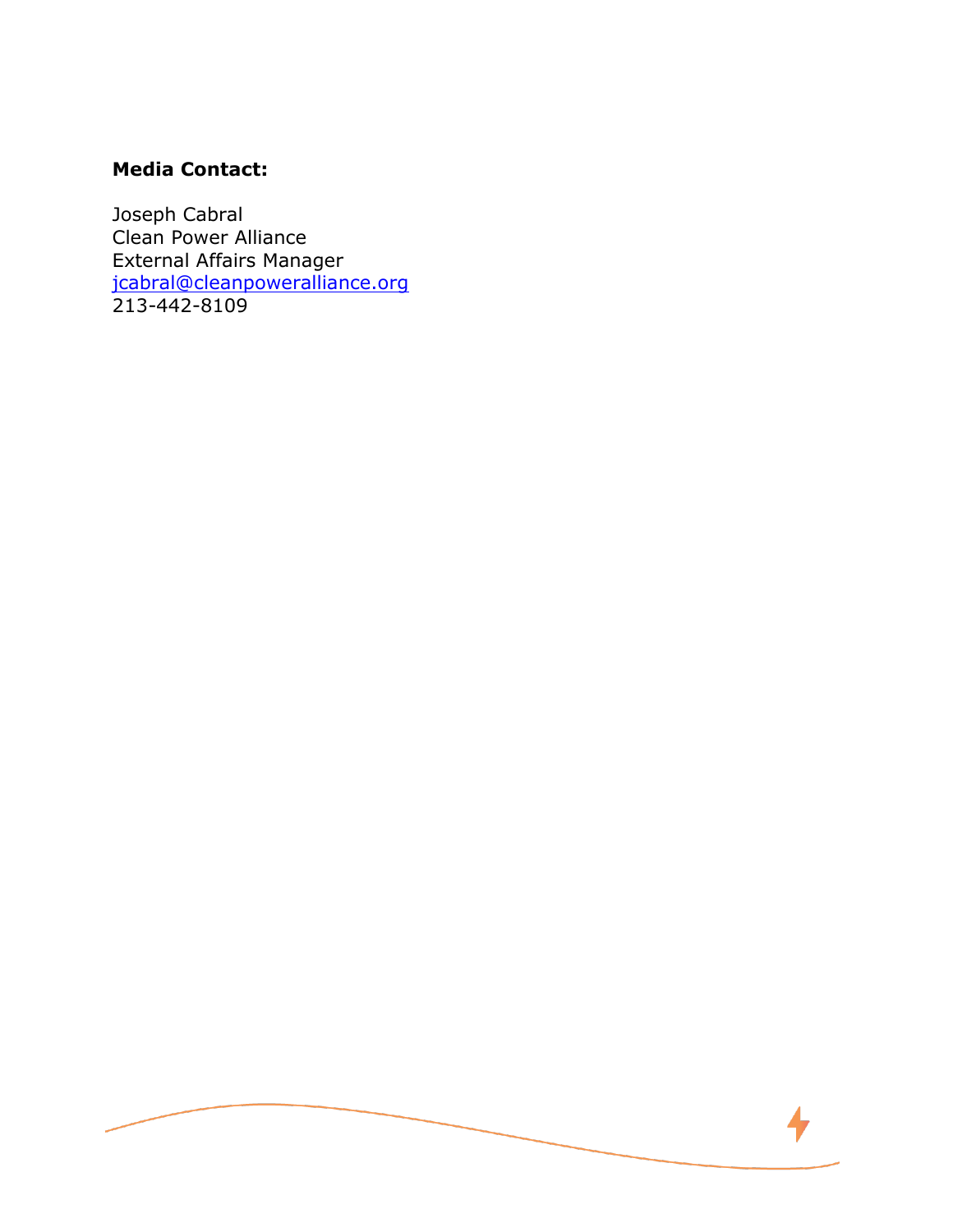**Media Contact:**

Joseph Cabral
Clean Power Alliance
External Affairs Manager
jcabral@cleanpoweralliance.org
213-442-8109